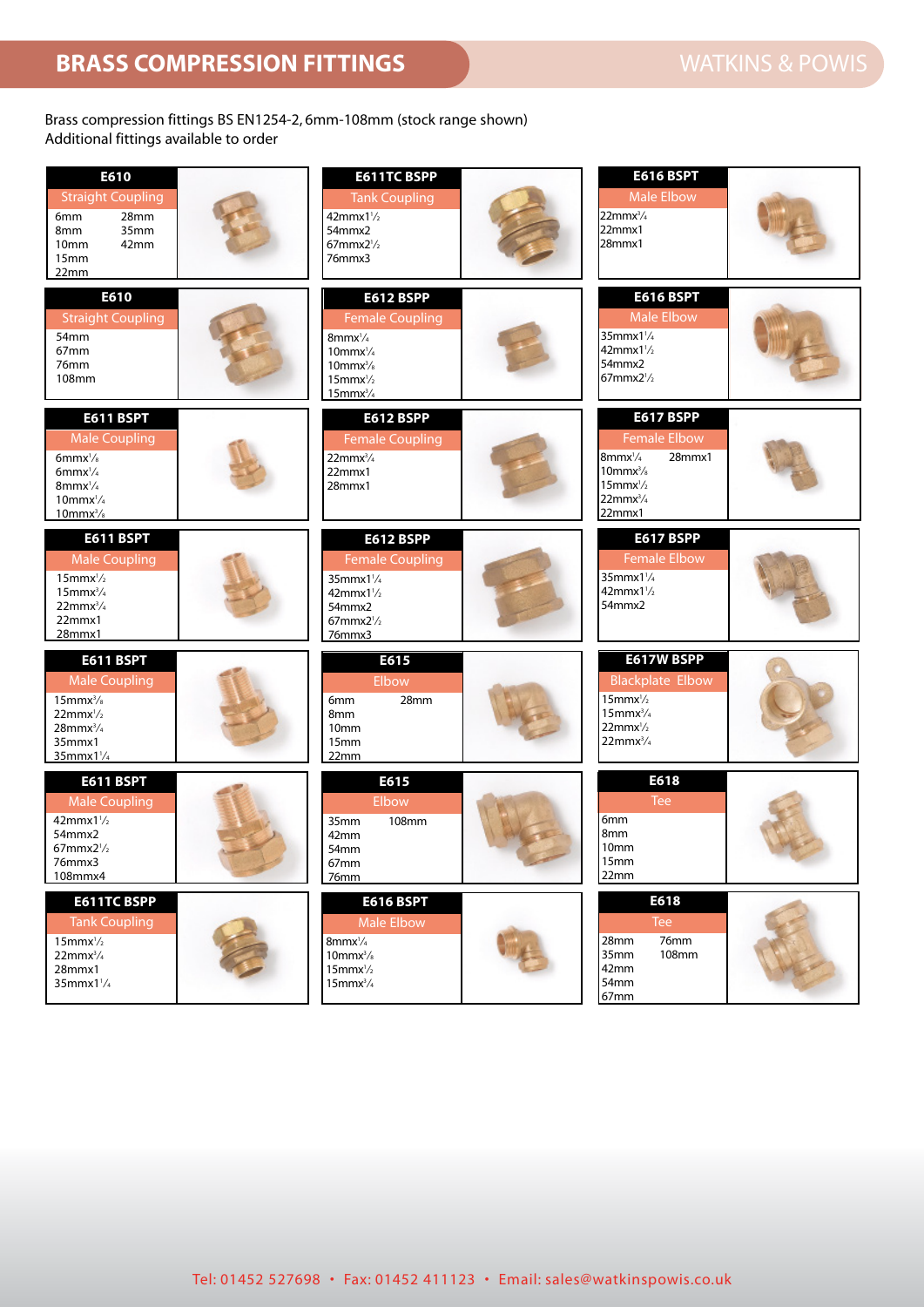# BRASS COMPRESSION FITTINGS

WATKINS & POWIS

Brass compression fittings BS EN1254-2, 6mm-108mm (stock range shown)
Additional fittings available to order

### E610 – Straight Coupling

6mm, 8mm, 10mm, 15mm, 22mm, 28mm, 35mm, 42mm

### E610 – Straight Coupling

54mm, 67mm, 76mm, 108mm

### E611 BSPT – Male Coupling

6mmx1/8, 6mmx1/4, 8mmx1/4, 10mmx1/4, 10mmx3/8

### E611 BSPT – Male Coupling

15mmx1/2, 15mmx3/4, 22mmx3/4, 22mmx1, 28mmx1

### E611 BSPT – Male Coupling

15mmx3/8, 22mmx1/2, 28mmx3/4, 35mmx1, 35mmx1 1/4

### E611 BSPT – Male Coupling

42mmx1 1/2, 54mmx2, 67mmx2 1/2, 76mmx3, 108mmx4

### E611TC BSPP – Tank Coupling

15mmx1/2, 22mmx3/4, 28mmx1, 35mmx1 1/4

### E611TC BSPP – Tank Coupling

42mmx1 1/2, 54mmx2, 67mmx2 1/2, 76mmx3

### E612 BSPP – Female Coupling

8mmx1/4, 10mmx1/4, 10mmx3/8, 15mmx1/2, 15mmx3/4

### E612 BSPP – Female Coupling

22mmx3/4, 22mmx1, 28mmx1

### E612 BSPP – Female Coupling

35mmx1 1/4, 42mmx1 1/2, 54mmx2, 67mmx2 1/2, 76mmx3

### E615 – Elbow

6mm, 8mm, 10mm, 15mm, 22mm, 28mm

### E615 – Elbow

35mm, 42mm, 54mm, 67mm, 76mm, 108mm

### E616 BSPT – Male Elbow

8mmx1/4, 10mmx3/8, 15mmx1/2, 15mmx3/4

### E616 BSPT – Male Elbow

22mmx3/4, 22mmx1, 28mmx1

### E616 BSPT – Male Elbow

35mmx1 1/4, 42mmx1 1/2, 54mmx2, 67mmx2 1/2

### E617 BSPP – Female Elbow

8mmx1/4, 10mmx3/8, 15mmx1/2, 22mmx3/4, 22mmx1, 28mmx1

### E617 BSPP – Female Elbow

35mmx1 1/4, 42mmx1 1/2, 54mmx2

### E617W BSPP – Blackplate Elbow

15mmx1/2, 15mmx3/4, 22mmx1/2, 22mmx3/4

### E618 – Tee

6mm, 8mm, 10mm, 15mm, 22mm

### E618 – Tee

28mm, 35mm, 42mm, 54mm, 67mm, 76mm, 108mm

Tel: 01452 527698 • Fax: 01452 411123 • Email: sales@watkinspowis.co.uk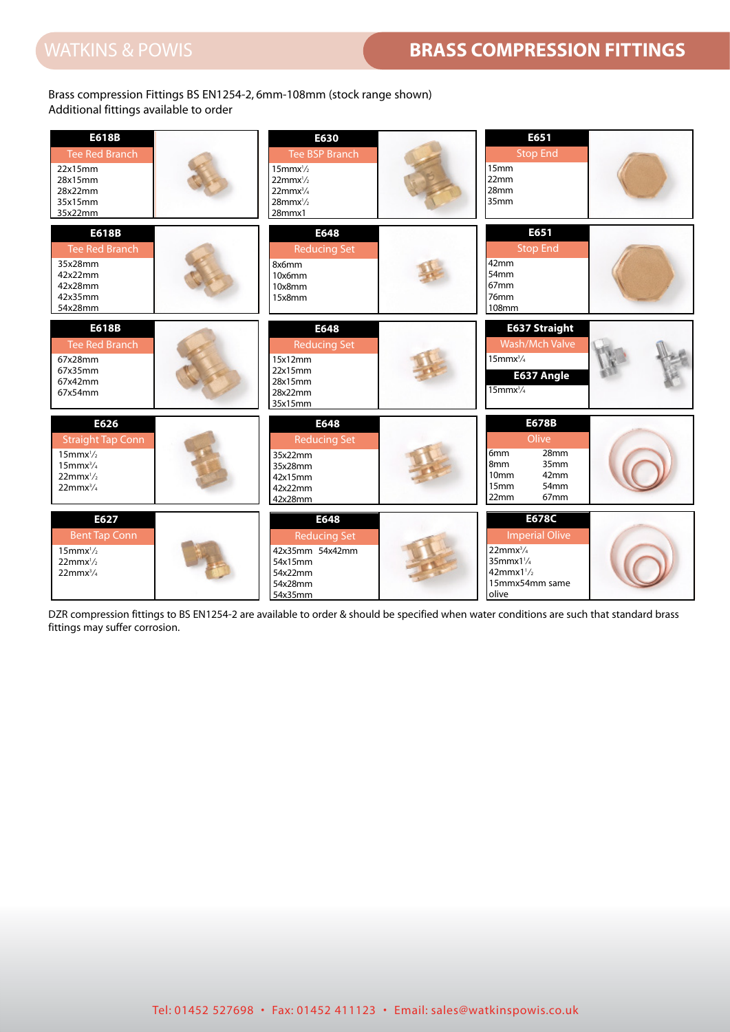# BRASS COMPRESSION FITTINGS

Brass compression Fittings BS EN1254-2, 6mm-108mm (stock range shown)
Additional fittings available to order

**E618B**
Tee Red Branch
22x15mm
28x15mm
28x22mm
35x15mm
35x22mm

**E630**
Tee BSP Branch
15mmx½
22mmx½
22mmx¾
28mmx½
28mmx1

**E651**
Stop End
15mm
22mm
28mm
35mm

**E618B**
Tee Red Branch
35x28mm
42x22mm
42x28mm
42x35mm
54x28mm

**E648**
Reducing Set
8x6mm
10x6mm
10x8mm
15x8mm

**E651**
Stop End
42mm
54mm
67mm
76mm
108mm

**E618B**
Tee Red Branch
67x28mm
67x35mm
67x42mm
67x54mm

**E648**
Reducing Set
15x12mm
22x15mm
28x15mm
28x22mm
35x15mm

**E637 Straight**
Wash/Mch Valve
15mmx¾

**E637 Angle**
15mmx¾

**E626**
Straight Tap Conn
15mmx½
15mmx¾
22mmx½
22mmx¾

**E648**
Reducing Set
35x22mm
35x28mm
42x15mm
42x22mm
42x28mm

**E678B**
Olive

| | |
|---|---|
| 6mm | 28mm |
| 8mm | 35mm |
| 10mm | 42mm |
| 15mm | 54mm |
| 22mm | 67mm |

**E627**
Bent Tap Conn
15mmx½
22mmx½
22mmx¾

**E648**
Reducing Set
42x35mm 54x42mm
54x15mm
54x22mm
54x28mm
54x35mm

**E678C**
Imperial Olive
22mmx¾
35mmx1¼
42mmx1½
15mmx54mm same olive

DZR compression fittings to BS EN1254-2 are available to order & should be specified when water conditions are such that standard brass fittings may suffer corrosion.

Tel: 01452 527698 • Fax: 01452 411123 • Email: sales@watkinspowis.co.uk